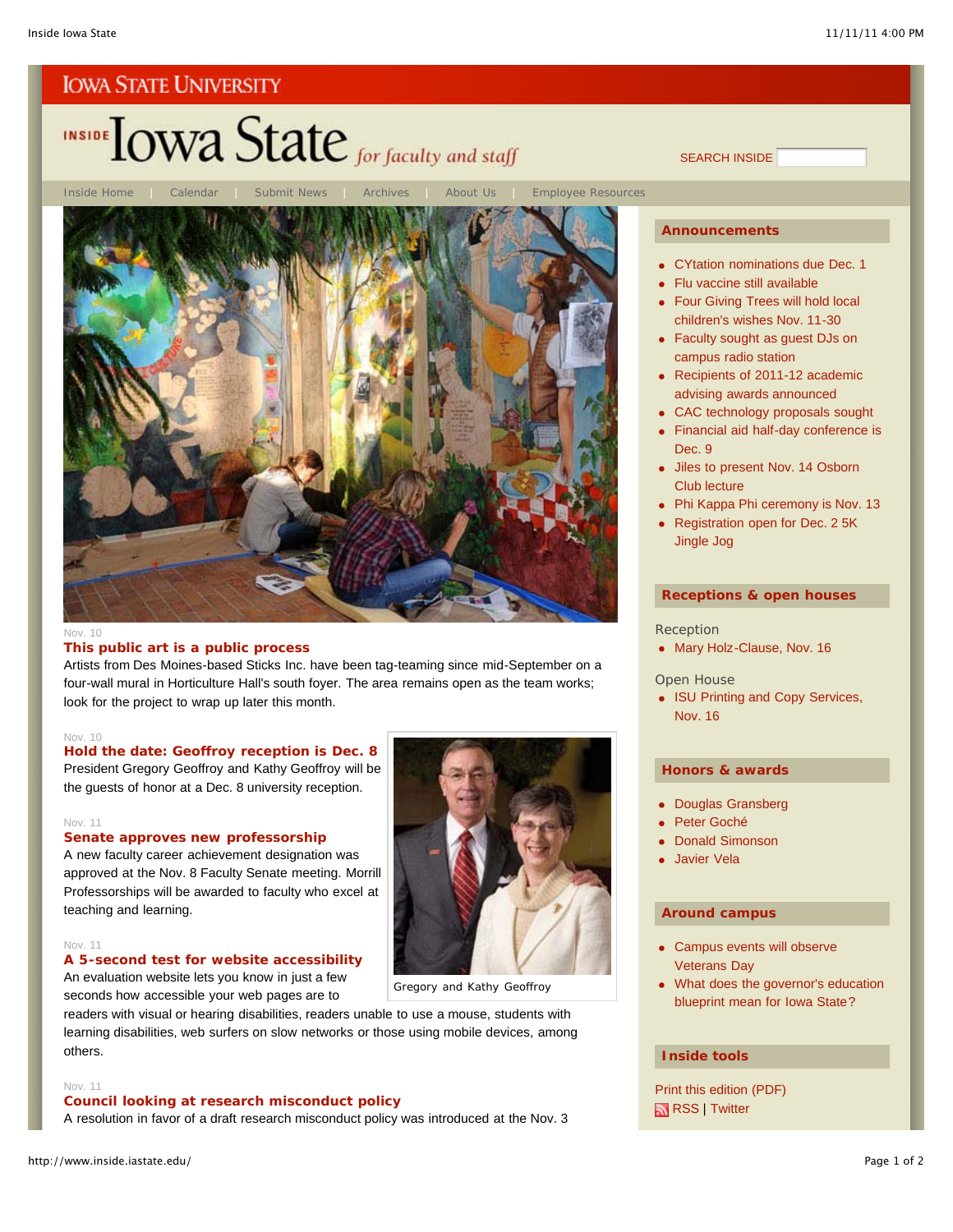IOWA STATE UNIVERSITY

# INSIDE Iowa State *for faculty and staff*

SEARCH INSIDE

Inside Home | Calendar | Submit News | Archives | About Us | Employee Resources

Nov. 10

## This public art is a public process

Artists from Des Moines-based Sticks Inc. have been tag-teaming since mid-September on a four-wall mural in Horticulture Hall's south foyer. The area remains open as the team works; look for the project to wrap up later this month.

Nov. 10

## Hold the date: Geoffroy reception is Dec. 8

President Gregory Geoffroy and Kathy Geoffroy will be the guests of honor at a Dec. 8 university reception.

Gregory and Kathy Geoffroy

Nov. 11

## Senate approves new professorship

A new faculty career achievement designation was approved at the Nov. 8 Faculty Senate meeting. Morrill Professorships will be awarded to faculty who excel at teaching and learning.

Nov. 11

## A 5-second test for website accessibility

An evaluation website lets you know in just a few seconds how accessible your web pages are to readers with visual or hearing disabilities, readers unable to use a mouse, students with learning disabilities, web surfers on slow networks or those using mobile devices, among others.

Nov. 11

## Council looking at research misconduct policy

A resolution in favor of a draft research misconduct policy was introduced at the Nov. 3

### Announcements

- CYtation nominations due Dec. 1
- Flu vaccine still available
- Four Giving Trees will hold local children's wishes Nov. 11-30
- Faculty sought as guest DJs on campus radio station
- Recipients of 2011-12 academic advising awards announced
- CAC technology proposals sought
- Financial aid half-day conference is Dec. 9
- Jiles to present Nov. 14 Osborn Club lecture
- Phi Kappa Phi ceremony is Nov. 13
- Registration open for Dec. 2 5K Jingle Jog

### Receptions & open houses

Reception

- Mary Holz-Clause, Nov. 16

Open House

- ISU Printing and Copy Services, Nov. 16

### Honors & awards

- Douglas Gransberg
- Peter Goché
- Donald Simonson
- Javier Vela

### Around campus

- Campus events will observe Veterans Day
- What does the governor's education blueprint mean for Iowa State?

### Inside tools

Print this edition (PDF)

RSS | Twitter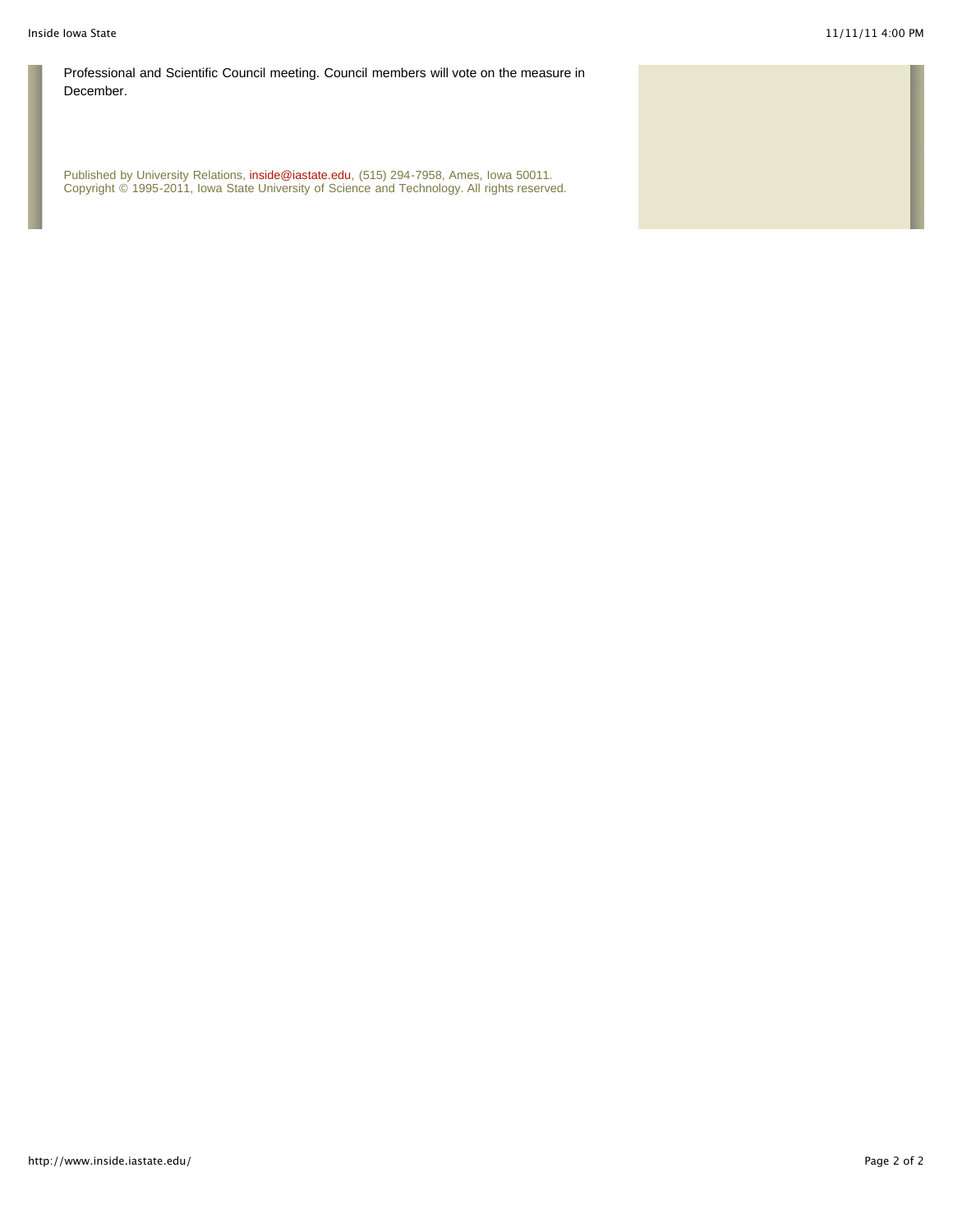Professional and Scientific Council meeting. Council members will vote on the measure in December.

Published by University Relations, inside@iastate.edu, (515) 294-7958, Ames, Iowa 50011.
Copyright © 1995-2011, Iowa State University of Science and Technology. All rights reserved.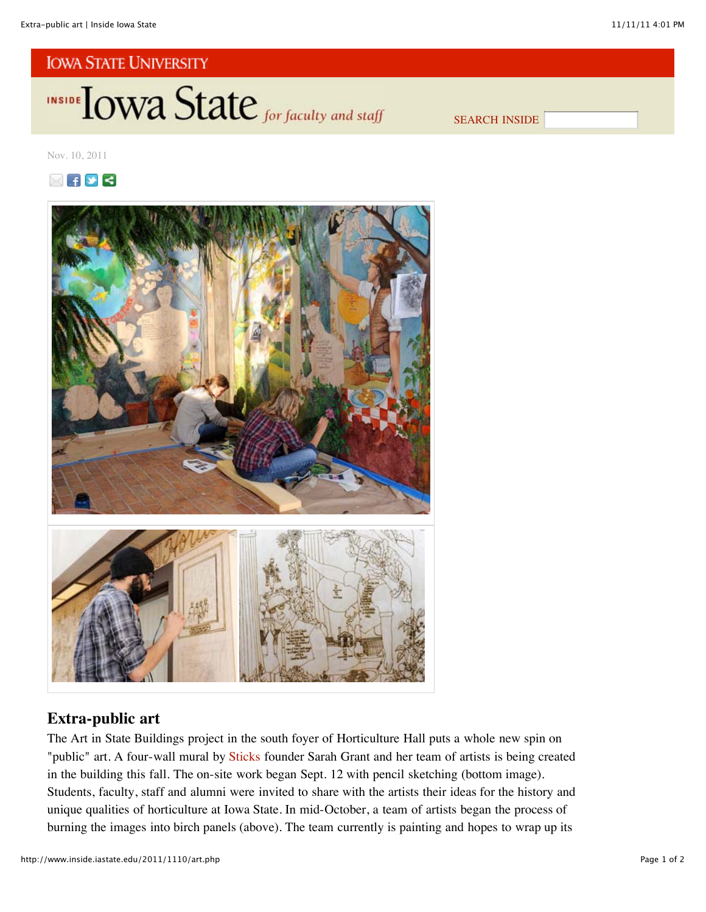Nov. 10, 2011

## Extra-public art

The Art in State Buildings project in the south foyer of Horticulture Hall puts a whole new spin on "public" art. A four-wall mural by Sticks founder Sarah Grant and her team of artists is being created in the building this fall. The on-site work began Sept. 12 with pencil sketching (bottom image). Students, faculty, staff and alumni were invited to share with the artists their ideas for the history and unique qualities of horticulture at Iowa State. In mid-October, a team of artists began the process of burning the images into birch panels (above). The team currently is painting and hopes to wrap up its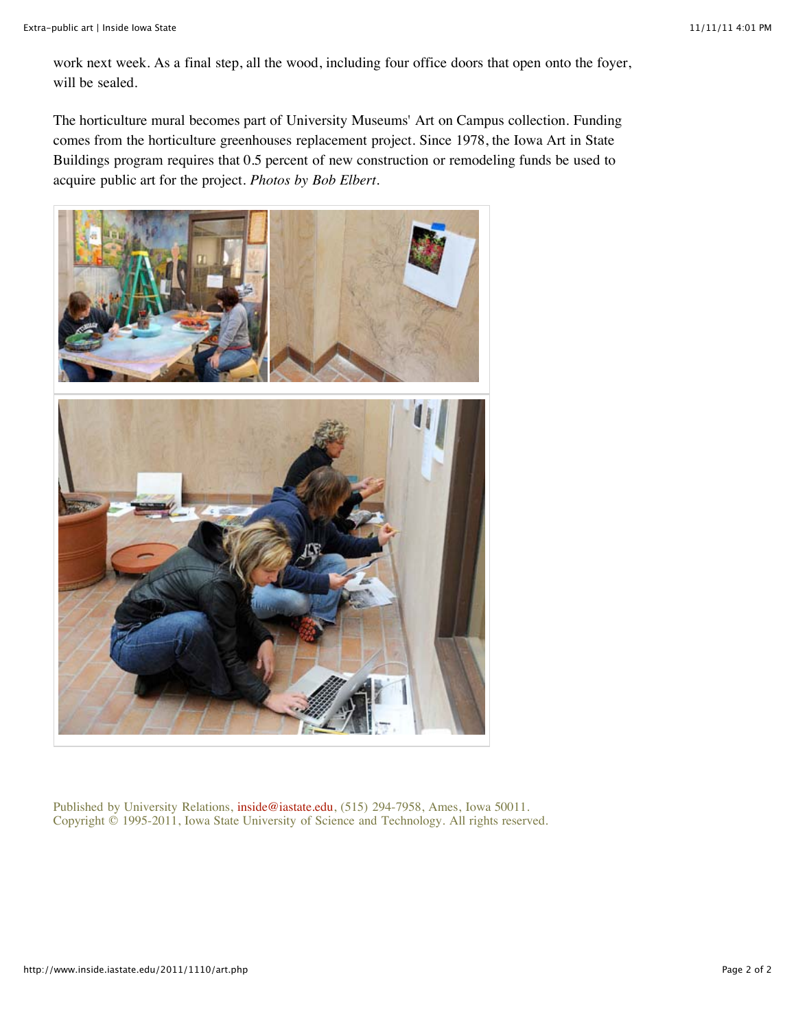work next week. As a final step, all the wood, including four office doors that open onto the foyer, will be sealed.

The horticulture mural becomes part of University Museums' Art on Campus collection. Funding comes from the horticulture greenhouses replacement project. Since 1978, the Iowa Art in State Buildings program requires that 0.5 percent of new construction or remodeling funds be used to acquire public art for the project. *Photos by Bob Elbert.*

Published by University Relations, inside@iastate.edu, (515) 294-7958, Ames, Iowa 50011.
Copyright © 1995-2011, Iowa State University of Science and Technology. All rights reserved.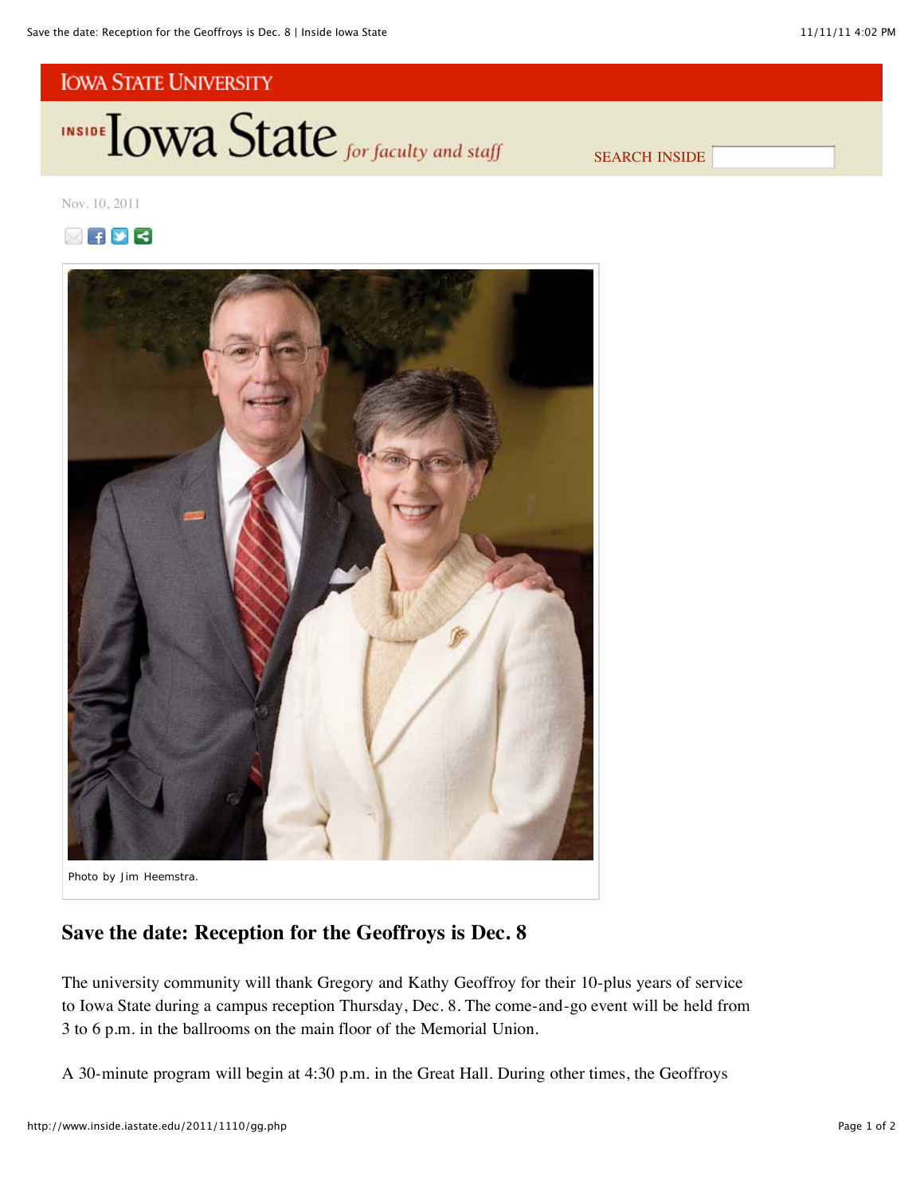IOWA STATE UNIVERSITY

INSIDE Iowa State *for faculty and staff*

SEARCH INSIDE

Nov. 10, 2011

Photo by Jim Heemstra.

## Save the date: Reception for the Geoffroys is Dec. 8

The university community will thank Gregory and Kathy Geoffroy for their 10-plus years of service to Iowa State during a campus reception Thursday, Dec. 8. The come-and-go event will be held from 3 to 6 p.m. in the ballrooms on the main floor of the Memorial Union.

A 30-minute program will begin at 4:30 p.m. in the Great Hall. During other times, the Geoffroys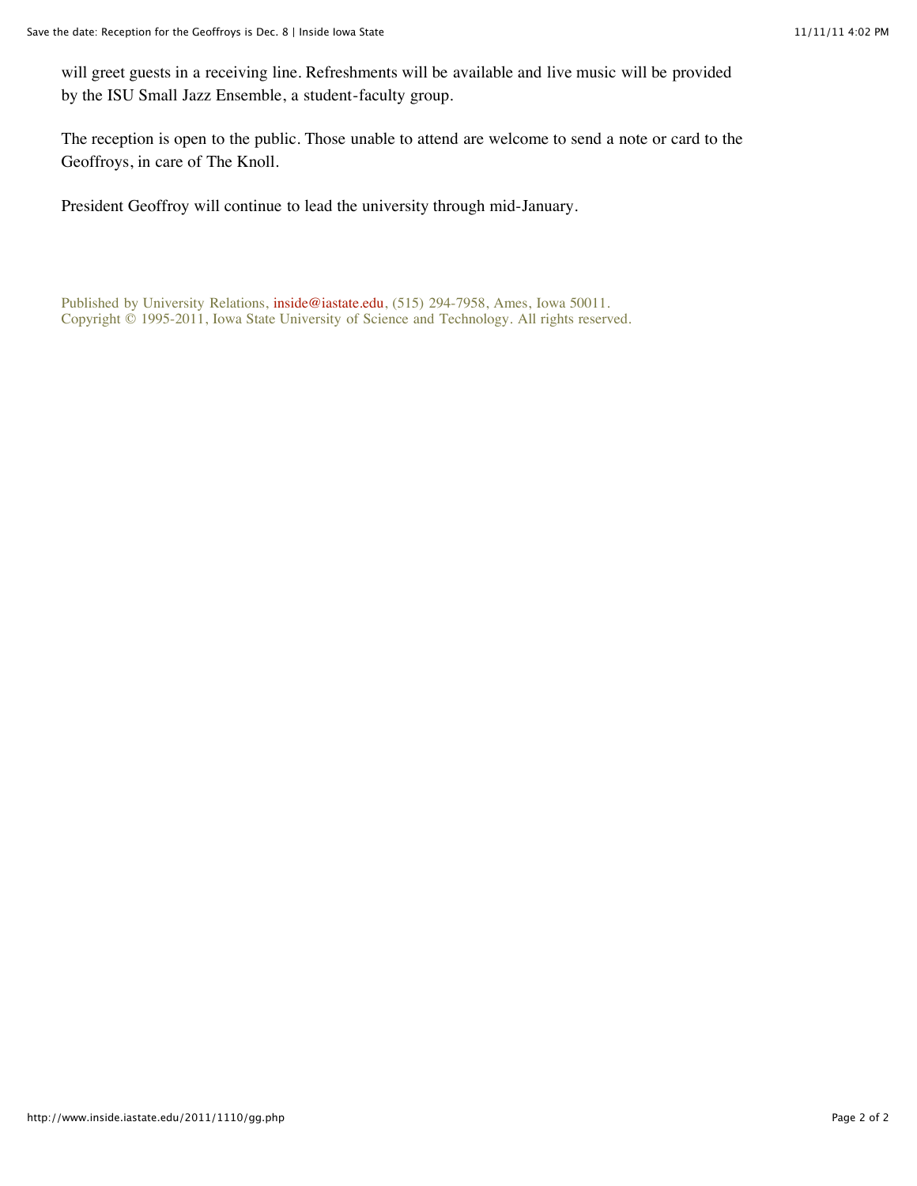will greet guests in a receiving line. Refreshments will be available and live music will be provided by the ISU Small Jazz Ensemble, a student-faculty group.

The reception is open to the public. Those unable to attend are welcome to send a note or card to the Geoffroys, in care of The Knoll.

President Geoffroy will continue to lead the university through mid-January.

Published by University Relations, inside@iastate.edu, (515) 294-7958, Ames, Iowa 50011.
Copyright © 1995-2011, Iowa State University of Science and Technology. All rights reserved.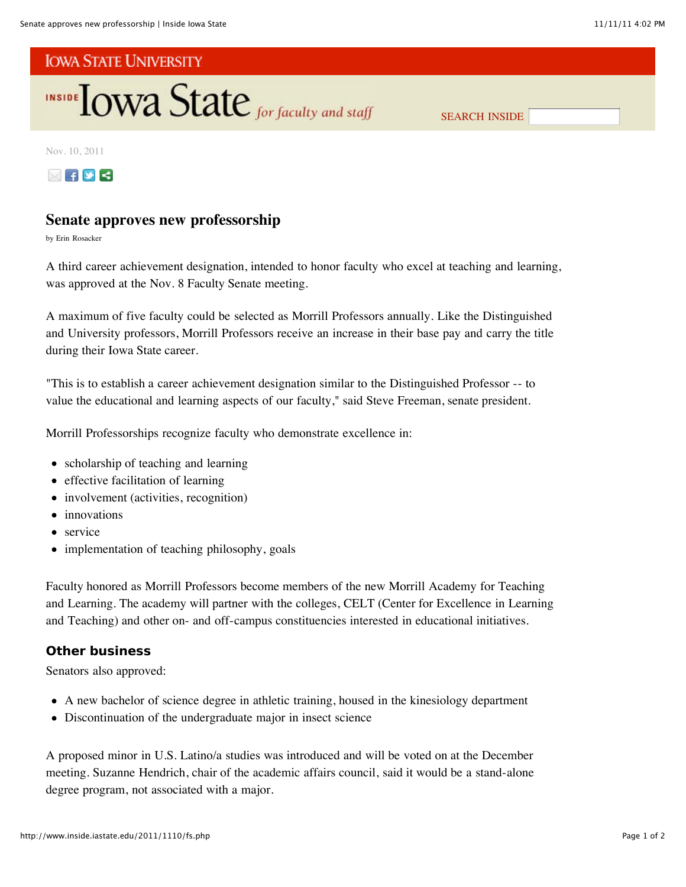IOWA STATE UNIVERSITY

INSIDE Iowa State *for faculty and staff*

SEARCH INSIDE

Nov. 10, 2011

## Senate approves new professorship

by Erin Rosacker

A third career achievement designation, intended to honor faculty who excel at teaching and learning, was approved at the Nov. 8 Faculty Senate meeting.

A maximum of five faculty could be selected as Morrill Professors annually. Like the Distinguished and University professors, Morrill Professors receive an increase in their base pay and carry the title during their Iowa State career.

"This is to establish a career achievement designation similar to the Distinguished Professor -- to value the educational and learning aspects of our faculty," said Steve Freeman, senate president.

Morrill Professorships recognize faculty who demonstrate excellence in:

- scholarship of teaching and learning
- effective facilitation of learning
- involvement (activities, recognition)
- innovations
- service
- implementation of teaching philosophy, goals

Faculty honored as Morrill Professors become members of the new Morrill Academy for Teaching and Learning. The academy will partner with the colleges, CELT (Center for Excellence in Learning and Teaching) and other on- and off-campus constituencies interested in educational initiatives.

### Other business

Senators also approved:

- A new bachelor of science degree in athletic training, housed in the kinesiology department
- Discontinuation of the undergraduate major in insect science

A proposed minor in U.S. Latino/a studies was introduced and will be voted on at the December meeting. Suzanne Hendrich, chair of the academic affairs council, said it would be a stand-alone degree program, not associated with a major.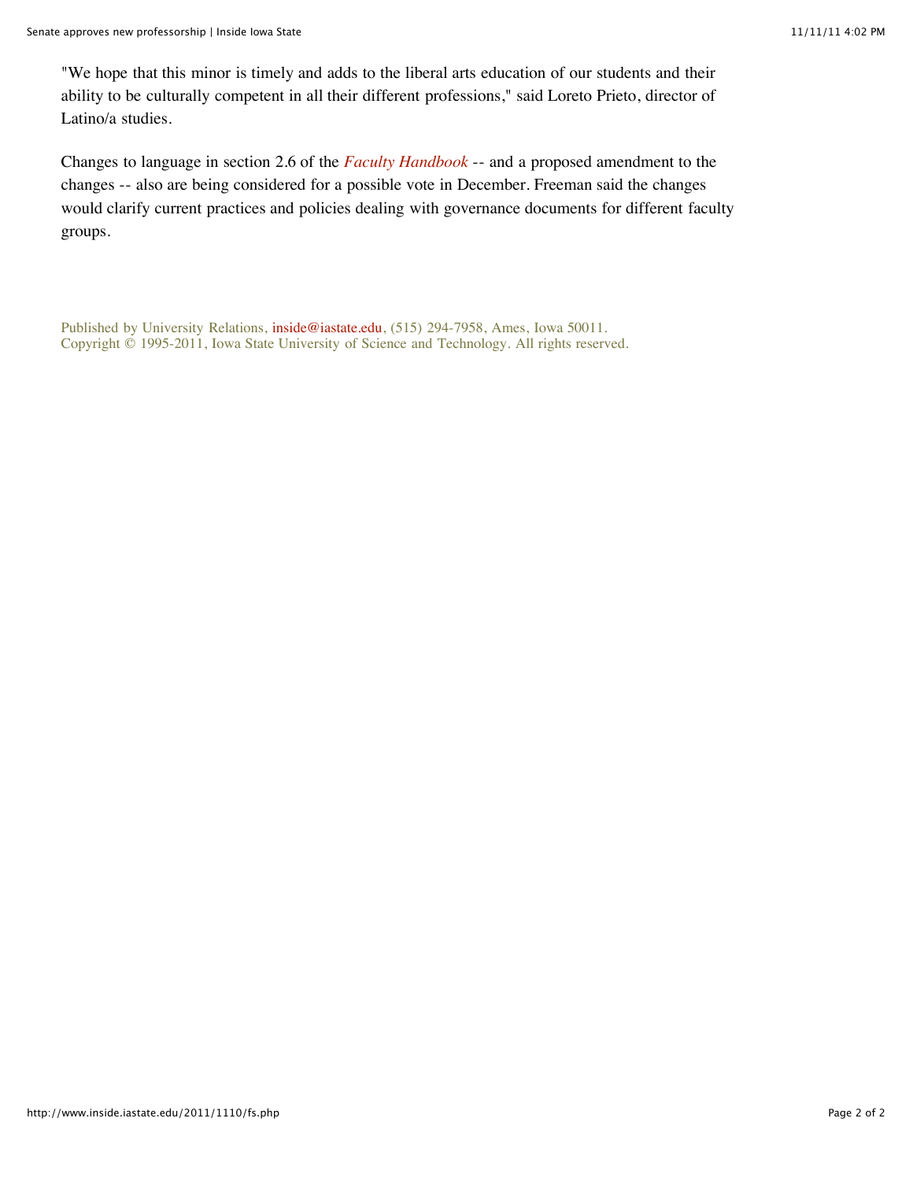"We hope that this minor is timely and adds to the liberal arts education of our students and their ability to be culturally competent in all their different professions," said Loreto Prieto, director of Latino/a studies.

Changes to language in section 2.6 of the *Faculty Handbook* -- and a proposed amendment to the changes -- also are being considered for a possible vote in December. Freeman said the changes would clarify current practices and policies dealing with governance documents for different faculty groups.

Published by University Relations, inside@iastate.edu, (515) 294-7958, Ames, Iowa 50011.
Copyright © 1995-2011, Iowa State University of Science and Technology. All rights reserved.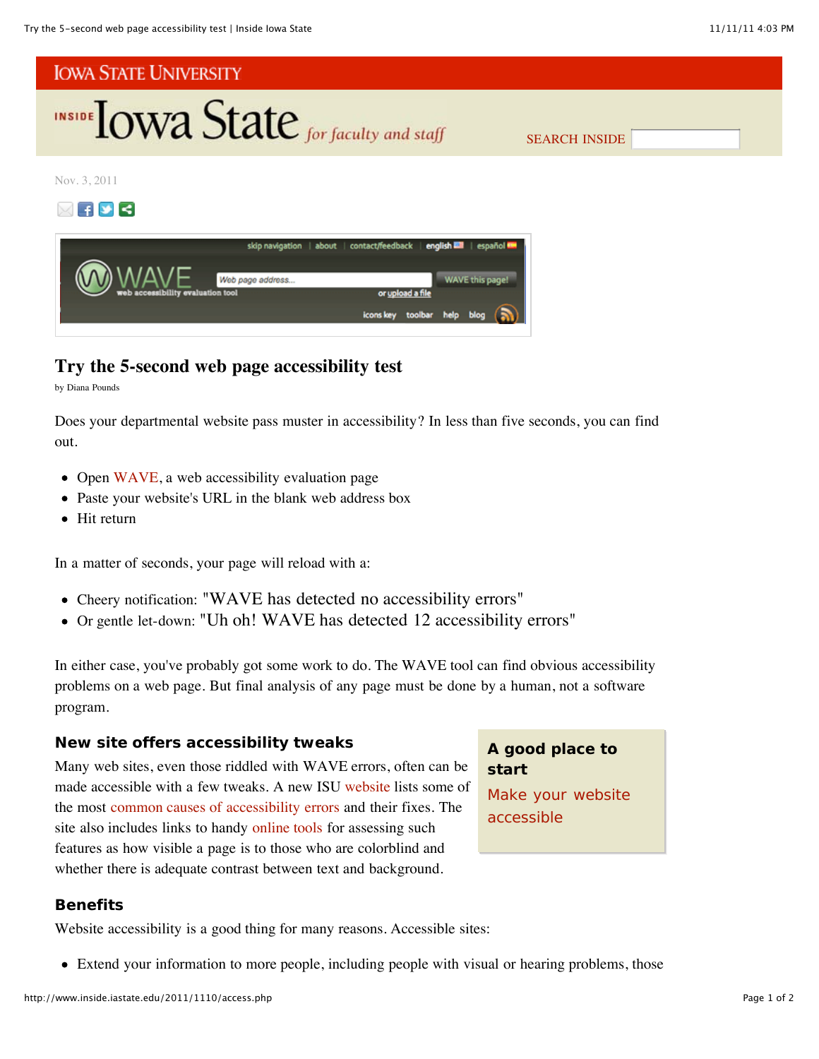IOWA STATE UNIVERSITY

INSIDE Iowa State *for faculty and staff*

SEARCH INSIDE

Nov. 3, 2011

# Try the 5-second web page accessibility test

by Diana Pounds

Does your departmental website pass muster in accessibility? In less than five seconds, you can find out.

- Open WAVE, a web accessibility evaluation page
- Paste your website's URL in the blank web address box
- Hit return

In a matter of seconds, your page will reload with a:

- Cheery notification: "WAVE has detected no accessibility errors"
- Or gentle let-down: "Uh oh! WAVE has detected 12 accessibility errors"

In either case, you've probably got some work to do. The WAVE tool can find obvious accessibility problems on a web page. But final analysis of any page must be done by a human, not a software program.

## New site offers accessibility tweaks

Many web sites, even those riddled with WAVE errors, often can be made accessible with a few tweaks. A new ISU website lists some of the most common causes of accessibility errors and their fixes. The site also includes links to handy online tools for assessing such features as how visible a page is to those who are colorblind and whether there is adequate contrast between text and background.

**A good place to start**

Make your website accessible

## Benefits

Website accessibility is a good thing for many reasons. Accessible sites:

- Extend your information to more people, including people with visual or hearing problems, those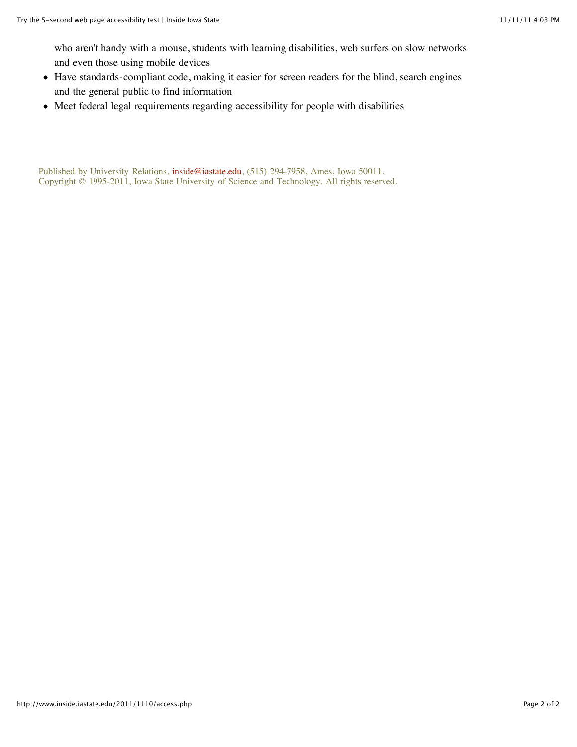who aren't handy with a mouse, students with learning disabilities, web surfers on slow networks and even those using mobile devices

- Have standards-compliant code, making it easier for screen readers for the blind, search engines and the general public to find information
- Meet federal legal requirements regarding accessibility for people with disabilities

Published by University Relations, inside@iastate.edu, (515) 294-7958, Ames, Iowa 50011.
Copyright © 1995-2011, Iowa State University of Science and Technology. All rights reserved.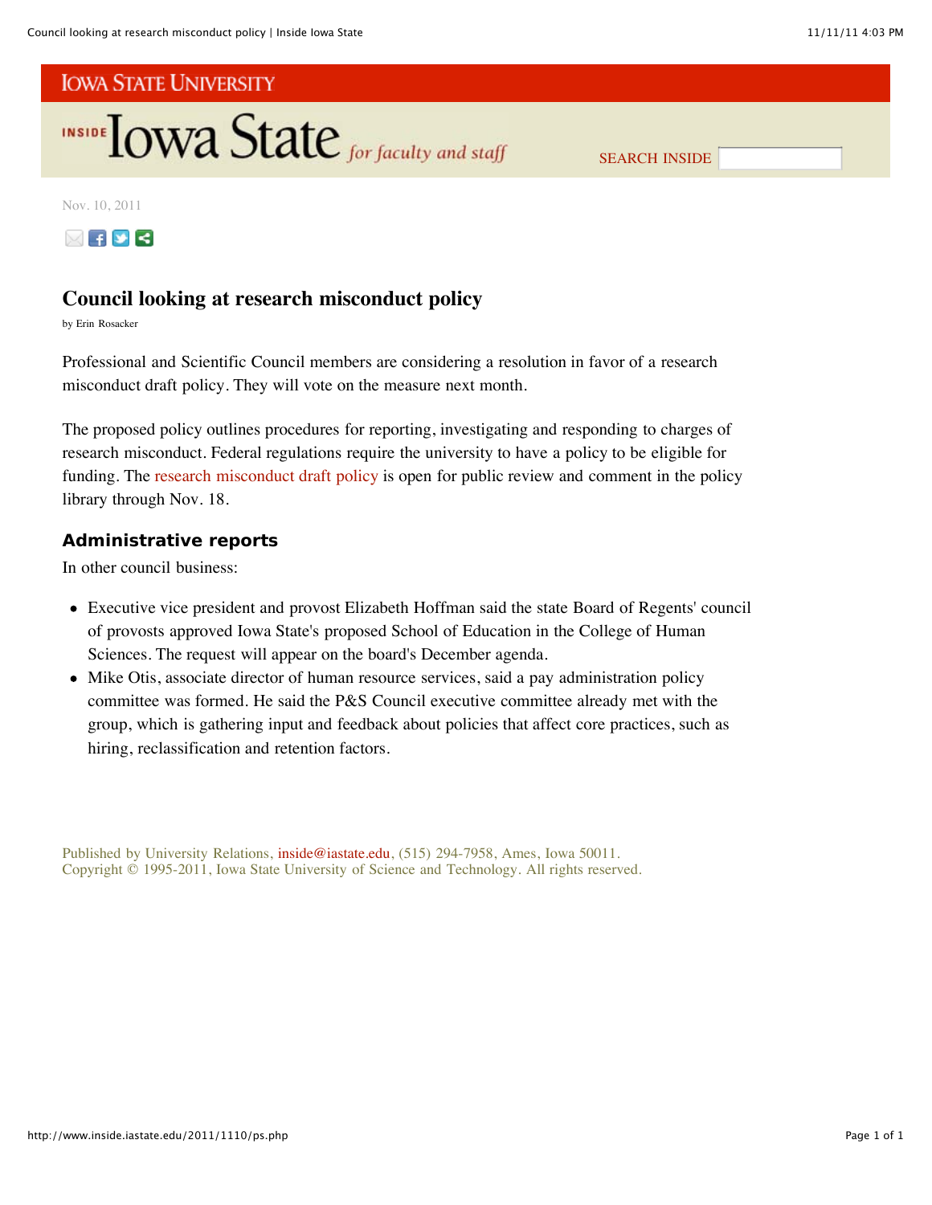# Inside Iowa State *for faculty and staff*

Nov. 10, 2011

## Council looking at research misconduct policy

by Erin Rosacker

Professional and Scientific Council members are considering a resolution in favor of a research misconduct draft policy. They will vote on the measure next month.

The proposed policy outlines procedures for reporting, investigating and responding to charges of research misconduct. Federal regulations require the university to have a policy to be eligible for funding. The research misconduct draft policy is open for public review and comment in the policy library through Nov. 18.

### Administrative reports

In other council business:

- Executive vice president and provost Elizabeth Hoffman said the state Board of Regents' council of provosts approved Iowa State's proposed School of Education in the College of Human Sciences. The request will appear on the board's December agenda.
- Mike Otis, associate director of human resource services, said a pay administration policy committee was formed. He said the P&S Council executive committee already met with the group, which is gathering input and feedback about policies that affect core practices, such as hiring, reclassification and retention factors.

Published by University Relations, inside@iastate.edu, (515) 294-7958, Ames, Iowa 50011.
Copyright © 1995-2011, Iowa State University of Science and Technology. All rights reserved.